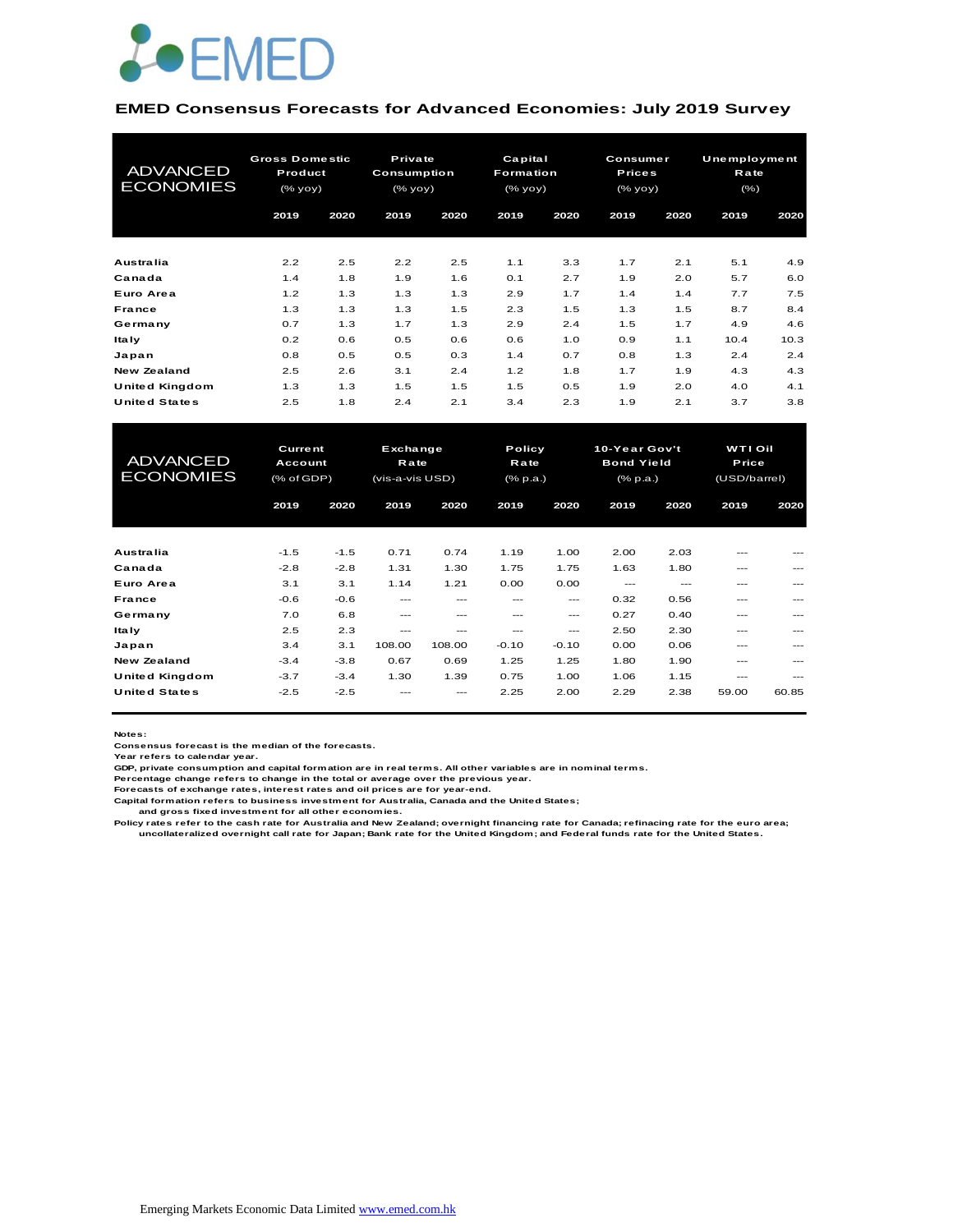EMED

## EMED Consensus Forecasts for Advanced Economies: July 2019 Survey

| ADVANCED ECONOMIES | Gross Domestic Product (% yoy) | | Private Consumption (% yoy) | | Capital Formation (% yoy) | | Consumer Prices (% yoy) | | Unemployment Rate (%) | |
|---|---|---|---|---|---|---|---|---|---|---|
| | 2019 | 2020 | 2019 | 2020 | 2019 | 2020 | 2019 | 2020 | 2019 | 2020 |
| Australia | 2.2 | 2.5 | 2.2 | 2.5 | 1.1 | 3.3 | 1.7 | 2.1 | 5.1 | 4.9 |
| Canada | 1.4 | 1.8 | 1.9 | 1.6 | 0.1 | 2.7 | 1.9 | 2.0 | 5.7 | 6.0 |
| Euro Area | 1.2 | 1.3 | 1.3 | 1.3 | 2.9 | 1.7 | 1.4 | 1.4 | 7.7 | 7.5 |
| France | 1.3 | 1.3 | 1.3 | 1.5 | 2.3 | 1.5 | 1.3 | 1.5 | 8.7 | 8.4 |
| Germany | 0.7 | 1.3 | 1.7 | 1.3 | 2.9 | 2.4 | 1.5 | 1.7 | 4.9 | 4.6 |
| Italy | 0.2 | 0.6 | 0.5 | 0.6 | 0.6 | 1.0 | 0.9 | 1.1 | 10.4 | 10.3 |
| Japan | 0.8 | 0.5 | 0.5 | 0.3 | 1.4 | 0.7 | 0.8 | 1.3 | 2.4 | 2.4 |
| New Zealand | 2.5 | 2.6 | 3.1 | 2.4 | 1.2 | 1.8 | 1.7 | 1.9 | 4.3 | 4.3 |
| United Kingdom | 1.3 | 1.3 | 1.5 | 1.5 | 1.5 | 0.5 | 1.9 | 2.0 | 4.0 | 4.1 |
| United States | 2.5 | 1.8 | 2.4 | 2.1 | 3.4 | 2.3 | 1.9 | 2.1 | 3.7 | 3.8 |

| ADVANCED ECONOMIES | Current Account (% of GDP) | | Exchange Rate (vis-a-vis USD) | | Policy Rate (% p.a.) | | 10-Year Gov't Bond Yield (% p.a.) | | WTI Oil Price (USD/barrel) | |
|---|---|---|---|---|---|---|---|---|---|---|
| | 2019 | 2020 | 2019 | 2020 | 2019 | 2020 | 2019 | 2020 | 2019 | 2020 |
| Australia | -1.5 | -1.5 | 0.71 | 0.74 | 1.19 | 1.00 | 2.00 | 2.03 | --- | --- |
| Canada | -2.8 | -2.8 | 1.31 | 1.30 | 1.75 | 1.75 | 1.63 | 1.80 | --- | --- |
| Euro Area | 3.1 | 3.1 | 1.14 | 1.21 | 0.00 | 0.00 | --- | --- | --- | --- |
| France | -0.6 | -0.6 | --- | --- | --- | --- | 0.32 | 0.56 | --- | --- |
| Germany | 7.0 | 6.8 | --- | --- | --- | --- | 0.27 | 0.40 | --- | --- |
| Italy | 2.5 | 2.3 | --- | --- | --- | --- | 2.50 | 2.30 | --- | --- |
| Japan | 3.4 | 3.1 | 108.00 | 108.00 | -0.10 | -0.10 | 0.00 | 0.06 | --- | --- |
| New Zealand | -3.4 | -3.8 | 0.67 | 0.69 | 1.25 | 1.25 | 1.80 | 1.90 | --- | --- |
| United Kingdom | -3.7 | -3.4 | 1.30 | 1.39 | 0.75 | 1.00 | 1.06 | 1.15 | --- | --- |
| United States | -2.5 | -2.5 | --- | --- | 2.25 | 2.00 | 2.29 | 2.38 | 59.00 | 60.85 |

**Notes:**
Consensus forecast is the median of the forecasts.
Year refers to calendar year.
GDP, private consumption and capital formation are in real terms. All other variables are in nominal terms.
Percentage change refers to change in the total or average over the previous year.
Forecasts of exchange rates, interest rates and oil prices are for year-end.
Capital formation refers to business investment for Australia, Canada and the United States;
  and gross fixed investment for all other economies.
Policy rates refer to the cash rate for Australia and New Zealand; overnight financing rate for Canada; refinacing rate for the euro area;
  uncollateralized overnight call rate for Japan; Bank rate for the United Kingdom; and Federal funds rate for the United States.

Emerging Markets Economic Data Limited www.emed.com.hk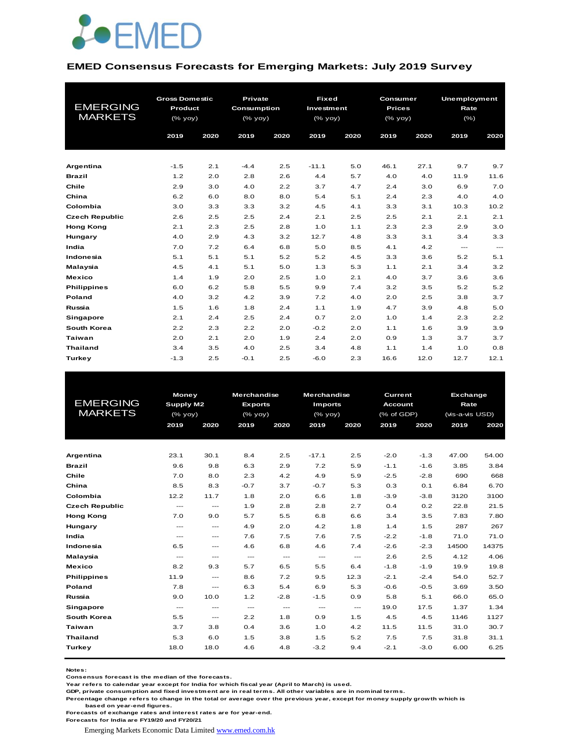EMED

## EMED Consensus Forecasts for Emerging Markets: July 2019 Survey

| EMERGING MARKETS | Gross Domestic Product (% yoy) | | Private Consumption (% yoy) | | Fixed Investment (% yoy) | | Consumer Prices (% yoy) | | Unemployment Rate (%) | |
|---|---|---|---|---|---|---|---|---|---|---|
| | 2019 | 2020 | 2019 | 2020 | 2019 | 2020 | 2019 | 2020 | 2019 | 2020 |
| **Argentina** | -1.5 | 2.1 | -4.4 | 2.5 | -11.1 | 5.0 | 46.1 | 27.1 | 9.7 | 9.7 |
| **Brazil** | 1.2 | 2.0 | 2.8 | 2.6 | 4.4 | 5.7 | 4.0 | 4.0 | 11.9 | 11.6 |
| **Chile** | 2.9 | 3.0 | 4.0 | 2.2 | 3.7 | 4.7 | 2.4 | 3.0 | 6.9 | 7.0 |
| **China** | 6.2 | 6.0 | 8.0 | 8.0 | 5.4 | 5.1 | 2.4 | 2.3 | 4.0 | 4.0 |
| **Colombia** | 3.0 | 3.3 | 3.3 | 3.2 | 4.5 | 4.1 | 3.3 | 3.1 | 10.3 | 10.2 |
| **Czech Republic** | 2.6 | 2.5 | 2.5 | 2.4 | 2.1 | 2.5 | 2.5 | 2.1 | 2.1 | 2.1 |
| **Hong Kong** | 2.1 | 2.3 | 2.5 | 2.8 | 1.0 | 1.1 | 2.3 | 2.3 | 2.9 | 3.0 |
| **Hungary** | 4.0 | 2.9 | 4.3 | 3.2 | 12.7 | 4.8 | 3.3 | 3.1 | 3.4 | 3.3 |
| **India** | 7.0 | 7.2 | 6.4 | 6.8 | 5.0 | 8.5 | 4.1 | 4.2 | --- | --- |
| **Indonesia** | 5.1 | 5.1 | 5.1 | 5.2 | 5.2 | 4.5 | 3.3 | 3.6 | 5.2 | 5.1 |
| **Malaysia** | 4.5 | 4.1 | 5.1 | 5.0 | 1.3 | 5.3 | 1.1 | 2.1 | 3.4 | 3.2 |
| **Mexico** | 1.4 | 1.9 | 2.0 | 2.5 | 1.0 | 2.1 | 4.0 | 3.7 | 3.6 | 3.6 |
| **Philippines** | 6.0 | 6.2 | 5.8 | 5.5 | 9.9 | 7.4 | 3.2 | 3.5 | 5.2 | 5.2 |
| **Poland** | 4.0 | 3.2 | 4.2 | 3.9 | 7.2 | 4.0 | 2.0 | 2.5 | 3.8 | 3.7 |
| **Russia** | 1.5 | 1.6 | 1.8 | 2.4 | 1.1 | 1.9 | 4.7 | 3.9 | 4.8 | 5.0 |
| **Singapore** | 2.1 | 2.4 | 2.5 | 2.4 | 0.7 | 2.0 | 1.0 | 1.4 | 2.3 | 2.2 |
| **South Korea** | 2.2 | 2.3 | 2.2 | 2.0 | -0.2 | 2.0 | 1.1 | 1.6 | 3.9 | 3.9 |
| **Taiwan** | 2.0 | 2.1 | 2.0 | 1.9 | 2.4 | 2.0 | 0.9 | 1.3 | 3.7 | 3.7 |
| **Thailand** | 3.4 | 3.5 | 4.0 | 2.5 | 3.4 | 4.8 | 1.1 | 1.4 | 1.0 | 0.8 |
| **Turkey** | -1.3 | 2.5 | -0.1 | 2.5 | -6.0 | 2.3 | 16.6 | 12.0 | 12.7 | 12.1 |

| EMERGING MARKETS | Money Supply M2 (% yoy) | | Merchandise Exports (% yoy) | | Merchandise Imports (% yoy) | | Current Account (% of GDP) | | Exchange Rate (vis-a-vis USD) | |
|---|---|---|---|---|---|---|---|---|---|---|
| | 2019 | 2020 | 2019 | 2020 | 2019 | 2020 | 2019 | 2020 | 2019 | 2020 |
| **Argentina** | 23.1 | 30.1 | 8.4 | 2.5 | -17.1 | 2.5 | -2.0 | -1.3 | 47.00 | 54.00 |
| **Brazil** | 9.6 | 9.8 | 6.3 | 2.9 | 7.2 | 5.9 | -1.1 | -1.6 | 3.85 | 3.84 |
| **Chile** | 7.0 | 8.0 | 2.3 | 4.2 | 4.9 | 5.9 | -2.5 | -2.8 | 690 | 668 |
| **China** | 8.5 | 8.3 | -0.7 | 3.7 | -0.7 | 5.3 | 0.3 | 0.1 | 6.84 | 6.70 |
| **Colombia** | 12.2 | 11.7 | 1.8 | 2.0 | 6.6 | 1.8 | -3.9 | -3.8 | 3120 | 3100 |
| **Czech Republic** | --- | --- | 1.9 | 2.8 | 2.8 | 2.7 | 0.4 | 0.2 | 22.8 | 21.5 |
| **Hong Kong** | 7.0 | 9.0 | 5.7 | 5.5 | 6.8 | 6.6 | 3.4 | 3.5 | 7.83 | 7.80 |
| **Hungary** | --- | --- | 4.9 | 2.0 | 4.2 | 1.8 | 1.4 | 1.5 | 287 | 267 |
| **India** | --- | --- | 7.6 | 7.5 | 7.6 | 7.5 | -2.2 | -1.8 | 71.0 | 71.0 |
| **Indonesia** | 6.5 | --- | 4.6 | 6.8 | 4.6 | 7.4 | -2.6 | -2.3 | 14500 | 14375 |
| **Malaysia** | --- | --- | --- | --- | --- | --- | 2.6 | 2.5 | 4.12 | 4.06 |
| **Mexico** | 8.2 | 9.3 | 5.7 | 6.5 | 5.5 | 6.4 | -1.8 | -1.9 | 19.9 | 19.8 |
| **Philippines** | 11.9 | --- | 8.6 | 7.2 | 9.5 | 12.3 | -2.1 | -2.4 | 54.0 | 52.7 |
| **Poland** | 7.8 | --- | 6.3 | 5.4 | 6.9 | 5.3 | -0.6 | -0.5 | 3.69 | 3.50 |
| **Russia** | 9.0 | 10.0 | 1.2 | -2.8 | -1.5 | 0.9 | 5.8 | 5.1 | 66.0 | 65.0 |
| **Singapore** | --- | --- | --- | --- | --- | --- | 19.0 | 17.5 | 1.37 | 1.34 |
| **South Korea** | 5.5 | --- | 2.2 | 1.8 | 0.9 | 1.5 | 4.5 | 4.5 | 1146 | 1127 |
| **Taiwan** | 3.7 | 3.8 | 0.4 | 3.6 | 1.0 | 4.2 | 11.5 | 11.5 | 31.0 | 30.7 |
| **Thailand** | 5.3 | 6.0 | 1.5 | 3.8 | 1.5 | 5.2 | 7.5 | 7.5 | 31.8 | 31.1 |
| **Turkey** | 18.0 | 18.0 | 4.6 | 4.8 | -3.2 | 9.4 | -2.1 | -3.0 | 6.00 | 6.25 |

**Notes:**
**Consensus forecast is the median of the forecasts.**
**Year refers to calendar year except for India for which fiscal year (April to March) is used.**
**GDP, private consumption and fixed investment are in real terms. All other variables are in nominal terms.**
**Percentage change refers to change in the total or average over the previous year, except for money supply growth which is based on year-end figures.**
**Forecasts of exchange rates and interest rates are for year-end.**
**Forecasts for India are FY19/20 and FY20/21**

Emerging Markets Economic Data Limited www.emed.com.hk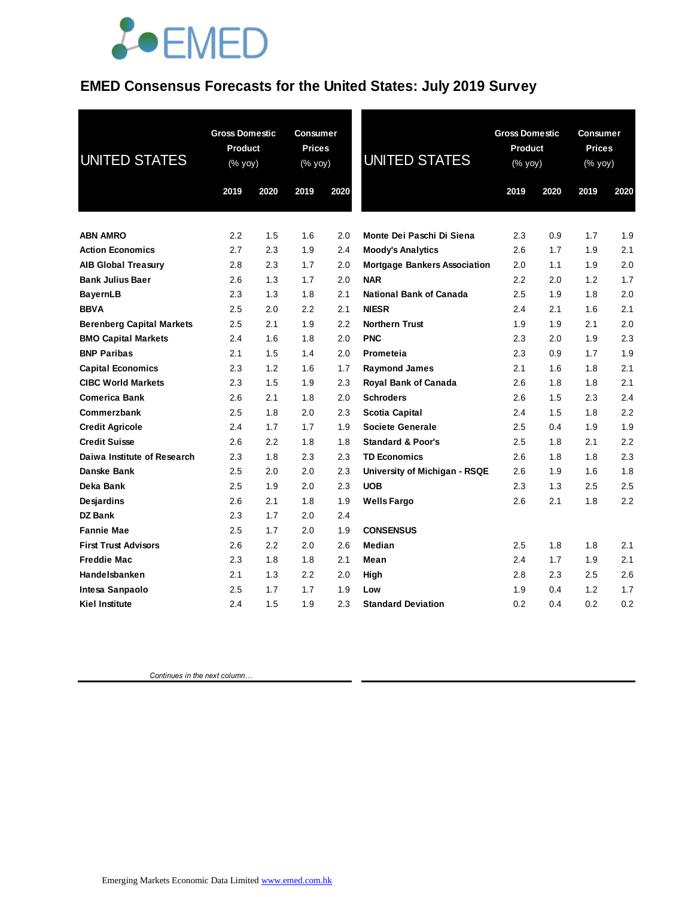# EMED Consensus Forecasts for the United States: July 2019 Survey

| UNITED STATES | Gross Domestic Product (% yoy) | | Consumer Prices (% yoy) | |
|---|---|---|---|---|
| | 2019 | 2020 | 2019 | 2020 |
| **ABN AMRO** | 2.2 | 1.5 | 1.6 | 2.0 |
| **Action Economics** | 2.7 | 2.3 | 1.9 | 2.4 |
| **AIB Global Treasury** | 2.8 | 2.3 | 1.7 | 2.0 |
| **Bank Julius Baer** | 2.6 | 1.3 | 1.7 | 2.0 |
| **BayernLB** | 2.3 | 1.3 | 1.8 | 2.1 |
| **BBVA** | 2.5 | 2.0 | 2.2 | 2.1 |
| **Berenberg Capital Markets** | 2.5 | 2.1 | 1.9 | 2.2 |
| **BMO Capital Markets** | 2.4 | 1.6 | 1.8 | 2.0 |
| **BNP Paribas** | 2.1 | 1.5 | 1.4 | 2.0 |
| **Capital Economics** | 2.3 | 1.2 | 1.6 | 1.7 |
| **CIBC World Markets** | 2.3 | 1.5 | 1.9 | 2.3 |
| **Comerica Bank** | 2.6 | 2.1 | 1.8 | 2.0 |
| **Commerzbank** | 2.5 | 1.8 | 2.0 | 2.3 |
| **Credit Agricole** | 2.4 | 1.7 | 1.7 | 1.9 |
| **Credit Suisse** | 2.6 | 2.2 | 1.8 | 1.8 |
| **Daiwa Institute of Research** | 2.3 | 1.8 | 2.3 | 2.3 |
| **Danske Bank** | 2.5 | 2.0 | 2.0 | 2.3 |
| **Deka Bank** | 2.5 | 1.9 | 2.0 | 2.3 |
| **Desjardins** | 2.6 | 2.1 | 1.8 | 1.9 |
| **DZ Bank** | 2.3 | 1.7 | 2.0 | 2.4 |
| **Fannie Mae** | 2.5 | 1.7 | 2.0 | 1.9 |
| **First Trust Advisors** | 2.6 | 2.2 | 2.0 | 2.6 |
| **Freddie Mac** | 2.3 | 1.8 | 1.8 | 2.1 |
| **Handelsbanken** | 2.1 | 1.3 | 2.2 | 2.0 |
| **Intesa Sanpaolo** | 2.5 | 1.7 | 1.7 | 1.9 |
| **Kiel Institute** | 2.4 | 1.5 | 1.9 | 2.3 |
| **Monte Dei Paschi Di Siena** | 2.3 | 0.9 | 1.7 | 1.9 |
| **Moody's Analytics** | 2.6 | 1.7 | 1.9 | 2.1 |
| **Mortgage Bankers Association** | 2.0 | 1.1 | 1.9 | 2.0 |
| **NAR** | 2.2 | 2.0 | 1.2 | 1.7 |
| **National Bank of Canada** | 2.5 | 1.9 | 1.8 | 2.0 |
| **NIESR** | 2.4 | 2.1 | 1.6 | 2.1 |
| **Northern Trust** | 1.9 | 1.9 | 2.1 | 2.0 |
| **PNC** | 2.3 | 2.0 | 1.9 | 2.3 |
| **Prometeia** | 2.3 | 0.9 | 1.7 | 1.9 |
| **Raymond James** | 2.1 | 1.6 | 1.8 | 2.1 |
| **Royal Bank of Canada** | 2.6 | 1.8 | 1.8 | 2.1 |
| **Schroders** | 2.6 | 1.5 | 2.3 | 2.4 |
| **Scotia Capital** | 2.4 | 1.5 | 1.8 | 2.2 |
| **Societe Generale** | 2.5 | 0.4 | 1.9 | 1.9 |
| **Standard & Poor's** | 2.5 | 1.8 | 2.1 | 2.2 |
| **TD Economics** | 2.6 | 1.8 | 1.8 | 2.3 |
| **University of Michigan - RSQE** | 2.6 | 1.9 | 1.6 | 1.8 |
| **UOB** | 2.3 | 1.3 | 2.5 | 2.5 |
| **Wells Fargo** | 2.6 | 2.1 | 1.8 | 2.2 |
| **CONSENSUS** | | | | |
| **Median** | 2.5 | 1.8 | 1.8 | 2.1 |
| **Mean** | 2.4 | 1.7 | 1.9 | 2.1 |
| **High** | 2.8 | 2.3 | 2.5 | 2.6 |
| **Low** | 1.9 | 0.4 | 1.2 | 1.7 |
| **Standard Deviation** | 0.2 | 0.4 | 0.2 | 0.2 |

*Continues in the next column…*

Emerging Markets Economic Data Limited www.emed.com.hk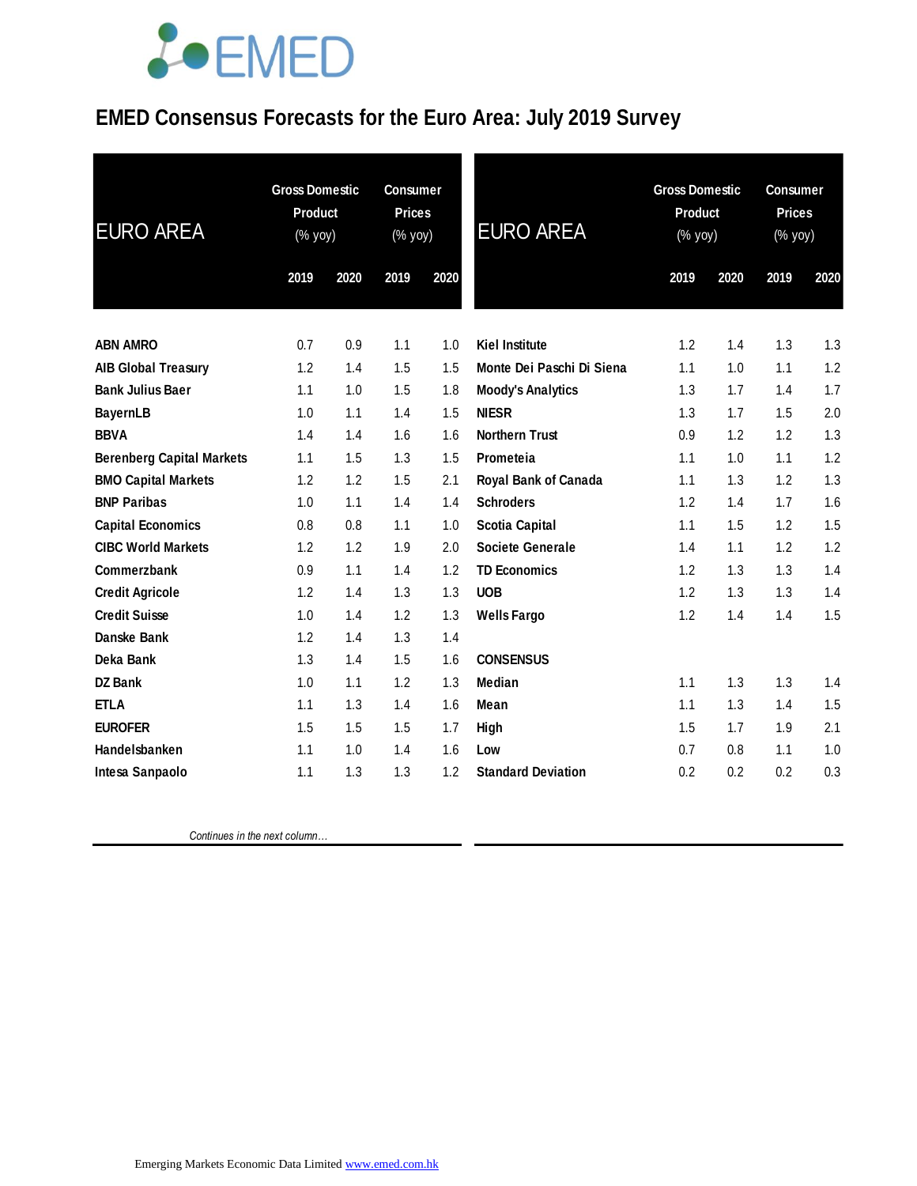# EMED Consensus Forecasts for the Euro Area: July 2019 Survey

| EURO AREA | Gross Domestic Product (% yoy) | | Consumer Prices (% yoy) | |
|---|---|---|---|---|
| | 2019 | 2020 | 2019 | 2020 |
| **ABN AMRO** | 0.7 | 0.9 | 1.1 | 1.0 |
| **AIB Global Treasury** | 1.2 | 1.4 | 1.5 | 1.5 |
| **Bank Julius Baer** | 1.1 | 1.0 | 1.5 | 1.8 |
| **BayernLB** | 1.0 | 1.1 | 1.4 | 1.5 |
| **BBVA** | 1.4 | 1.4 | 1.6 | 1.6 |
| **Berenberg Capital Markets** | 1.1 | 1.5 | 1.3 | 1.5 |
| **BMO Capital Markets** | 1.2 | 1.2 | 1.5 | 2.1 |
| **BNP Paribas** | 1.0 | 1.1 | 1.4 | 1.4 |
| **Capital Economics** | 0.8 | 0.8 | 1.1 | 1.0 |
| **CIBC World Markets** | 1.2 | 1.2 | 1.9 | 2.0 |
| **Commerzbank** | 0.9 | 1.1 | 1.4 | 1.2 |
| **Credit Agricole** | 1.2 | 1.4 | 1.3 | 1.3 |
| **Credit Suisse** | 1.0 | 1.4 | 1.2 | 1.3 |
| **Danske Bank** | 1.2 | 1.4 | 1.3 | 1.4 |
| **Deka Bank** | 1.3 | 1.4 | 1.5 | 1.6 |
| **DZ Bank** | 1.0 | 1.1 | 1.2 | 1.3 |
| **ETLA** | 1.1 | 1.3 | 1.4 | 1.6 |
| **EUROFER** | 1.5 | 1.5 | 1.5 | 1.7 |
| **Handelsbanken** | 1.1 | 1.0 | 1.4 | 1.6 |
| **Intesa Sanpaolo** | 1.1 | 1.3 | 1.3 | 1.2 |
| **Kiel Institute** | 1.2 | 1.4 | 1.3 | 1.3 |
| **Monte Dei Paschi Di Siena** | 1.1 | 1.0 | 1.1 | 1.2 |
| **Moody's Analytics** | 1.3 | 1.7 | 1.4 | 1.7 |
| **NIESR** | 1.3 | 1.7 | 1.5 | 2.0 |
| **Northern Trust** | 0.9 | 1.2 | 1.2 | 1.3 |
| **Prometeia** | 1.1 | 1.0 | 1.1 | 1.2 |
| **Royal Bank of Canada** | 1.1 | 1.3 | 1.2 | 1.3 |
| **Schroders** | 1.2 | 1.4 | 1.7 | 1.6 |
| **Scotia Capital** | 1.1 | 1.5 | 1.2 | 1.5 |
| **Societe Generale** | 1.4 | 1.1 | 1.2 | 1.2 |
| **TD Economics** | 1.2 | 1.3 | 1.3 | 1.4 |
| **UOB** | 1.2 | 1.3 | 1.3 | 1.4 |
| **Wells Fargo** | 1.2 | 1.4 | 1.4 | 1.5 |
| **CONSENSUS** | | | | |
| **Median** | 1.1 | 1.3 | 1.3 | 1.4 |
| **Mean** | 1.1 | 1.3 | 1.4 | 1.5 |
| **High** | 1.5 | 1.7 | 1.9 | 2.1 |
| **Low** | 0.7 | 0.8 | 1.1 | 1.0 |
| **Standard Deviation** | 0.2 | 0.2 | 0.2 | 0.3 |

Emerging Markets Economic Data Limited www.emed.com.hk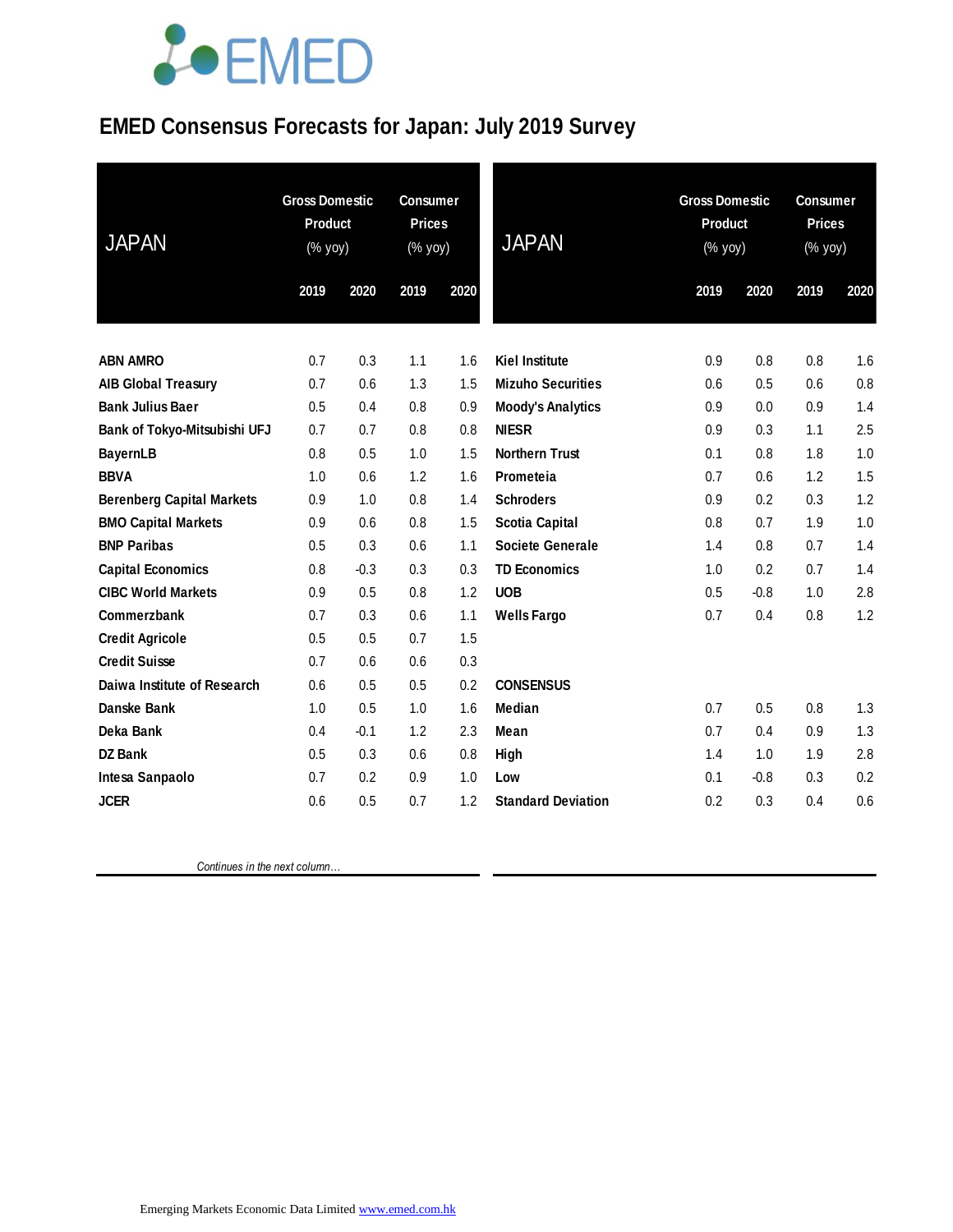# EMED Consensus Forecasts for Japan: July 2019 Survey

| JAPAN | Gross Domestic Product (% yoy) | | Consumer Prices (% yoy) | |
|---|---|---|---|---|
| | 2019 | 2020 | 2019 | 2020 |
| **ABN AMRO** | 0.7 | 0.3 | 1.1 | 1.6 |
| **AIB Global Treasury** | 0.7 | 0.6 | 1.3 | 1.5 |
| **Bank Julius Baer** | 0.5 | 0.4 | 0.8 | 0.9 |
| **Bank of Tokyo-Mitsubishi UFJ** | 0.7 | 0.7 | 0.8 | 0.8 |
| **BayernLB** | 0.8 | 0.5 | 1.0 | 1.5 |
| **BBVA** | 1.0 | 0.6 | 1.2 | 1.6 |
| **Berenberg Capital Markets** | 0.9 | 1.0 | 0.8 | 1.4 |
| **BMO Capital Markets** | 0.9 | 0.6 | 0.8 | 1.5 |
| **BNP Paribas** | 0.5 | 0.3 | 0.6 | 1.1 |
| **Capital Economics** | 0.8 | -0.3 | 0.3 | 0.3 |
| **CIBC World Markets** | 0.9 | 0.5 | 0.8 | 1.2 |
| **Commerzbank** | 0.7 | 0.3 | 0.6 | 1.1 |
| **Credit Agricole** | 0.5 | 0.5 | 0.7 | 1.5 |
| **Credit Suisse** | 0.7 | 0.6 | 0.6 | 0.3 |
| **Daiwa Institute of Research** | 0.6 | 0.5 | 0.5 | 0.2 |
| **Danske Bank** | 1.0 | 0.5 | 1.0 | 1.6 |
| **Deka Bank** | 0.4 | -0.1 | 1.2 | 2.3 |
| **DZ Bank** | 0.5 | 0.3 | 0.6 | 0.8 |
| **Intesa Sanpaolo** | 0.7 | 0.2 | 0.9 | 1.0 |
| **JCER** | 0.6 | 0.5 | 0.7 | 1.2 |
| **Kiel Institute** | 0.9 | 0.8 | 0.8 | 1.6 |
| **Mizuho Securities** | 0.6 | 0.5 | 0.6 | 0.8 |
| **Moody's Analytics** | 0.9 | 0.0 | 0.9 | 1.4 |
| **NIESR** | 0.9 | 0.3 | 1.1 | 2.5 |
| **Northern Trust** | 0.1 | 0.8 | 1.8 | 1.0 |
| **Prometeia** | 0.7 | 0.6 | 1.2 | 1.5 |
| **Schroders** | 0.9 | 0.2 | 0.3 | 1.2 |
| **Scotia Capital** | 0.8 | 0.7 | 1.9 | 1.0 |
| **Societe Generale** | 1.4 | 0.8 | 0.7 | 1.4 |
| **TD Economics** | 1.0 | 0.2 | 0.7 | 1.4 |
| **UOB** | 0.5 | -0.8 | 1.0 | 2.8 |
| **Wells Fargo** | 0.7 | 0.4 | 0.8 | 1.2 |
| **CONSENSUS** | | | | |
| **Median** | 0.7 | 0.5 | 0.8 | 1.3 |
| **Mean** | 0.7 | 0.4 | 0.9 | 1.3 |
| **High** | 1.4 | 1.0 | 1.9 | 2.8 |
| **Low** | 0.1 | -0.8 | 0.3 | 0.2 |
| **Standard Deviation** | 0.2 | 0.3 | 0.4 | 0.6 |

*Continues in the next column…*

Emerging Markets Economic Data Limited www.emed.com.hk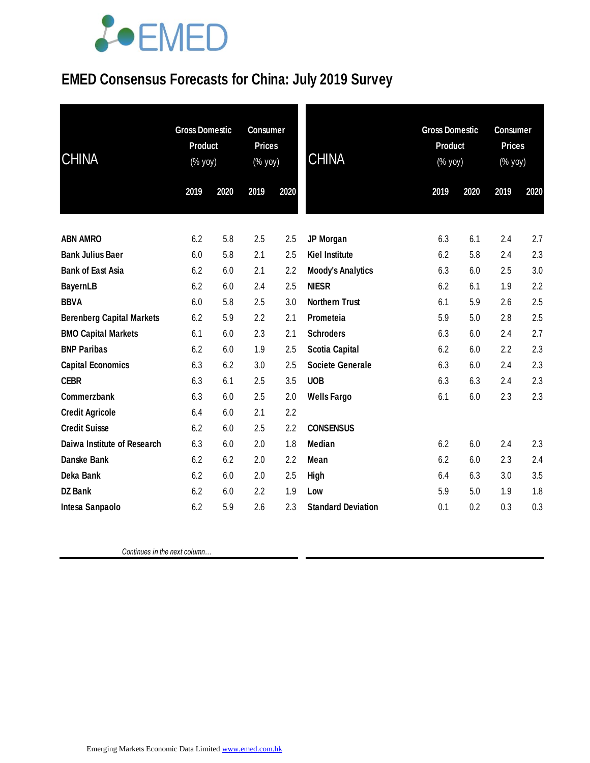# EMED Consensus Forecasts for China: July 2019 Survey

| CHINA | Gross Domestic Product (% yoy) | | Consumer Prices (% yoy) | |
|---|---|---|---|---|
| | 2019 | 2020 | 2019 | 2020 |
| ABN AMRO | 6.2 | 5.8 | 2.5 | 2.5 |
| Bank Julius Baer | 6.0 | 5.8 | 2.1 | 2.5 |
| Bank of East Asia | 6.2 | 6.0 | 2.1 | 2.2 |
| BayernLB | 6.2 | 6.0 | 2.4 | 2.5 |
| BBVA | 6.0 | 5.8 | 2.5 | 3.0 |
| Berenberg Capital Markets | 6.2 | 5.9 | 2.2 | 2.1 |
| BMO Capital Markets | 6.1 | 6.0 | 2.3 | 2.1 |
| BNP Paribas | 6.2 | 6.0 | 1.9 | 2.5 |
| Capital Economics | 6.3 | 6.2 | 3.0 | 2.5 |
| CEBR | 6.3 | 6.1 | 2.5 | 3.5 |
| Commerzbank | 6.3 | 6.0 | 2.5 | 2.0 |
| Credit Agricole | 6.4 | 6.0 | 2.1 | 2.2 |
| Credit Suisse | 6.2 | 6.0 | 2.5 | 2.2 |
| Daiwa Institute of Research | 6.3 | 6.0 | 2.0 | 1.8 |
| Danske Bank | 6.2 | 6.2 | 2.0 | 2.2 |
| Deka Bank | 6.2 | 6.0 | 2.0 | 2.5 |
| DZ Bank | 6.2 | 6.0 | 2.2 | 1.9 |
| Intesa Sanpaolo | 6.2 | 5.9 | 2.6 | 2.3 |
| JP Morgan | 6.3 | 6.1 | 2.4 | 2.7 |
| Kiel Institute | 6.2 | 5.8 | 2.4 | 2.3 |
| Moody's Analytics | 6.3 | 6.0 | 2.5 | 3.0 |
| NIESR | 6.2 | 6.1 | 1.9 | 2.2 |
| Northern Trust | 6.1 | 5.9 | 2.6 | 2.5 |
| Prometeia | 5.9 | 5.0 | 2.8 | 2.5 |
| Schroders | 6.3 | 6.0 | 2.4 | 2.7 |
| Scotia Capital | 6.2 | 6.0 | 2.2 | 2.3 |
| Societe Generale | 6.3 | 6.0 | 2.4 | 2.3 |
| UOB | 6.3 | 6.3 | 2.4 | 2.3 |
| Wells Fargo | 6.1 | 6.0 | 2.3 | 2.3 |
| **CONSENSUS** | | | | |
| Median | 6.2 | 6.0 | 2.4 | 2.3 |
| Mean | 6.2 | 6.0 | 2.3 | 2.4 |
| High | 6.4 | 6.3 | 3.0 | 3.5 |
| Low | 5.9 | 5.0 | 1.9 | 1.8 |
| Standard Deviation | 0.1 | 0.2 | 0.3 | 0.3 |

*Continues in the next column…*

Emerging Markets Economic Data Limited www.emed.com.hk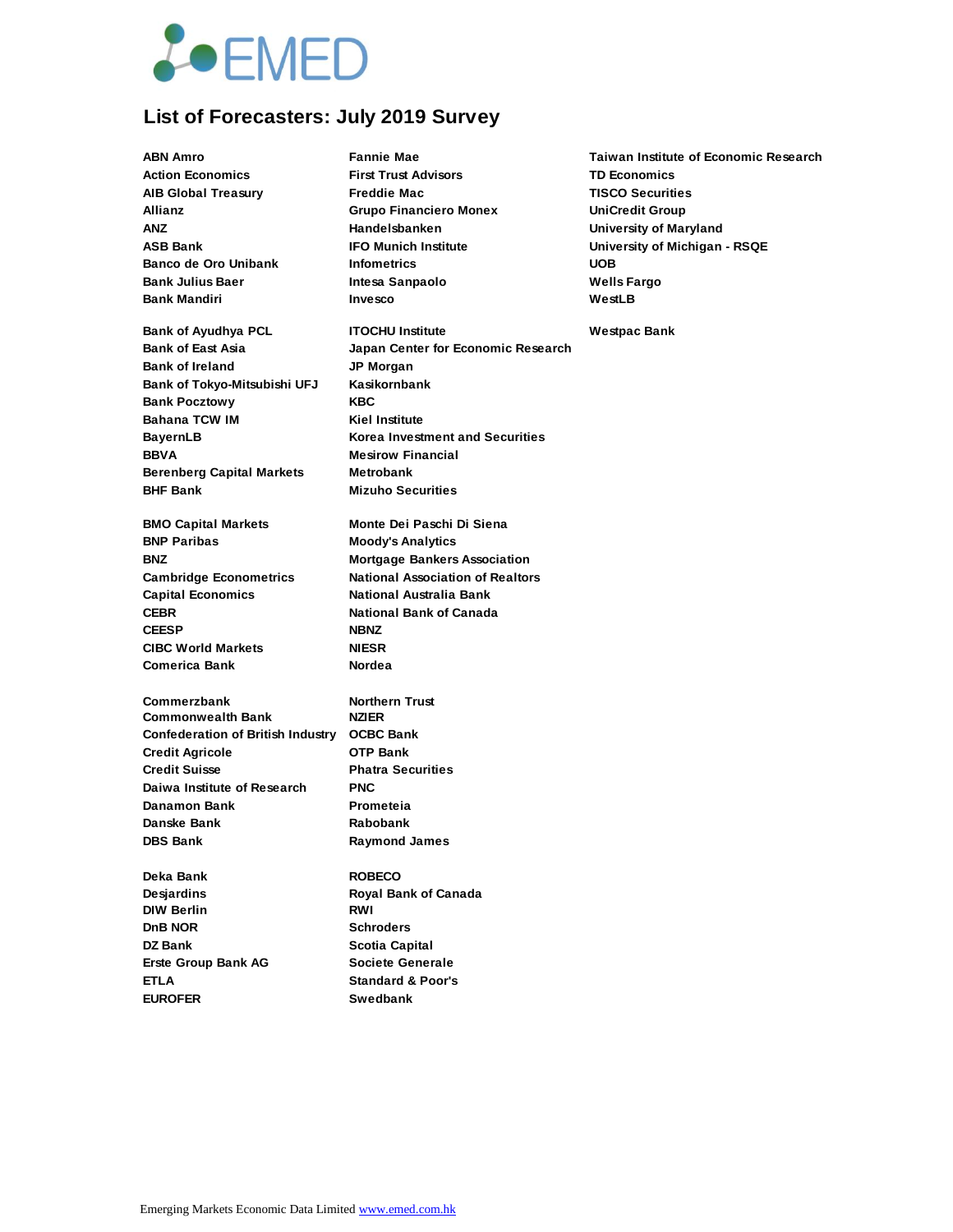## List of Forecasters: July 2019 Survey

ABN Amro
Action Economics
AIB Global Treasury
Allianz
ANZ
ASB Bank
Banco de Oro Unibank
Bank Julius Baer
Bank Mandiri

Bank of Ayudhya PCL
Bank of East Asia
Bank of Ireland
Bank of Tokyo-Mitsubishi UFJ
Bank Pocztowy
Bahana TCW IM
BayernLB
BBVA
Berenberg Capital Markets
BHF Bank

BMO Capital Markets
BNP Paribas
BNZ
Cambridge Econometrics
Capital Economics
CEBR
CEESP
CIBC World Markets
Comerica Bank

Commerzbank
Commonwealth Bank
Confederation of British Industry
Credit Agricole
Credit Suisse
Daiwa Institute of Research
Danamon Bank
Danske Bank
DBS Bank

Deka Bank
Desjardins
DIW Berlin
DnB NOR
DZ Bank
Erste Group Bank AG
ETLA
EUROFER

Fannie Mae
First Trust Advisors
Freddie Mac
Grupo Financiero Monex
Handelsbanken
IFO Munich Institute
Infometrics
Intesa Sanpaolo
Invesco

ITOCHU Institute
Japan Center for Economic Research
JP Morgan
Kasikornbank
KBC
Kiel Institute
Korea Investment and Securities
Mesirow Financial
Metrobank
Mizuho Securities

Monte Dei Paschi Di Siena
Moody's Analytics
Mortgage Bankers Association
National Association of Realtors
National Australia Bank
National Bank of Canada
NBNZ
NIESR
Nordea

Northern Trust
NZIER
OCBC Bank
OTP Bank
Phatra Securities
PNC
Prometeia
Rabobank
Raymond James

ROBECO
Royal Bank of Canada
RWI
Schroders
Scotia Capital
Societe Generale
Standard & Poor's
Swedbank

Taiwan Institute of Economic Research
TD Economics
TISCO Securities
UniCredit Group
University of Maryland
University of Michigan - RSQE
UOB
Wells Fargo
WestLB

Westpac Bank

Emerging Markets Economic Data Limited www.emed.com.hk